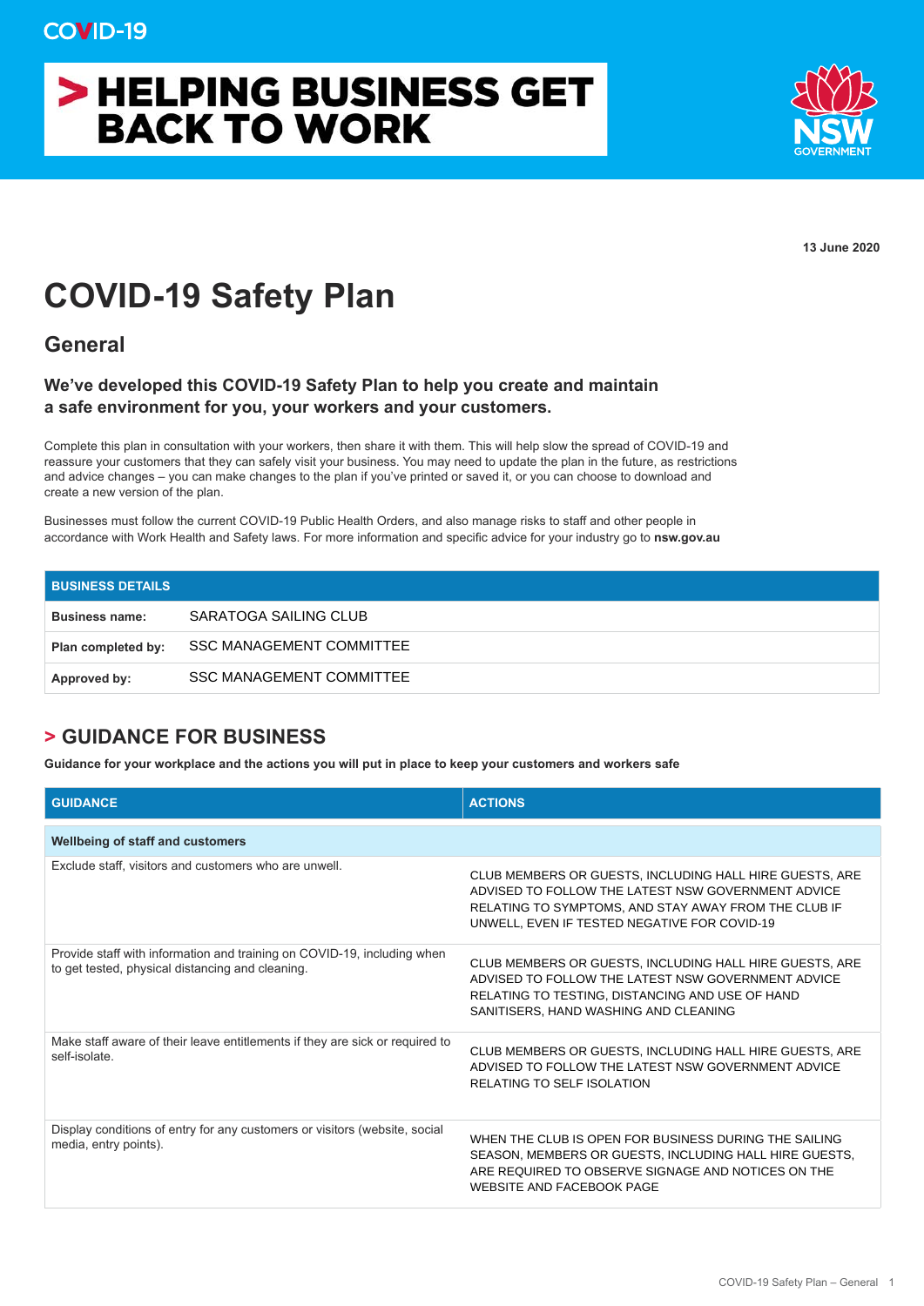COVID-19

# > HELPING BUSINESS GET BACK TO WORK

NSW GOVERNMENT

**13 June 2020**

# COVID-19 Safety Plan

## General

### We've developed this COVID-19 Safety Plan to help you create and maintain a safe environment for you, your workers and your customers.

Complete this plan in consultation with your workers, then share it with them. This will help slow the spread of COVID-19 and reassure your customers that they can safely visit your business. You may need to update the plan in the future, as restrictions and advice changes – you can make changes to the plan if you've printed or saved it, or you can choose to download and create a new version of the plan.

Businesses must follow the current COVID-19 Public Health Orders, and also manage risks to staff and other people in accordance with Work Health and Safety laws. For more information and specific advice for your industry go to **nsw.gov.au**

| BUSINESS DETAILS | |
|---|---|
| **Business name:** | SARATOGA SAILING CLUB |
| **Plan completed by:** | SSC MANAGEMENT COMMITTEE |
| **Approved by:** | SSC MANAGEMENT COMMITTEE |

## > GUIDANCE FOR BUSINESS

**Guidance for your workplace and the actions you will put in place to keep your customers and workers safe**

| GUIDANCE | ACTIONS |
|---|---|
| **Wellbeing of staff and customers** | |
| Exclude staff, visitors and customers who are unwell. | CLUB MEMBERS OR GUESTS, INCLUDING HALL HIRE GUESTS, ARE ADVISED TO FOLLOW THE LATEST NSW GOVERNMENT ADVICE RELATING TO SYMPTOMS, AND STAY AWAY FROM THE CLUB IF UNWELL, EVEN IF TESTED NEGATIVE FOR COVID-19 |
| Provide staff with information and training on COVID-19, including when to get tested, physical distancing and cleaning. | CLUB MEMBERS OR GUESTS, INCLUDING HALL HIRE GUESTS, ARE ADVISED TO FOLLOW THE LATEST NSW GOVERNMENT ADVICE RELATING TO TESTING, DISTANCING AND USE OF HAND SANITISERS, HAND WASHING AND CLEANING |
| Make staff aware of their leave entitlements if they are sick or required to self-isolate. | CLUB MEMBERS OR GUESTS, INCLUDING HALL HIRE GUESTS, ARE ADVISED TO FOLLOW THE LATEST NSW GOVERNMENT ADVICE RELATING TO SELF ISOLATION |
| Display conditions of entry for any customers or visitors (website, social media, entry points). | WHEN THE CLUB IS OPEN FOR BUSINESS DURING THE SAILING SEASON, MEMBERS OR GUESTS, INCLUDING HALL HIRE GUESTS, ARE REQUIRED TO OBSERVE SIGNAGE AND NOTICES ON THE WEBSITE AND FACEBOOK PAGE |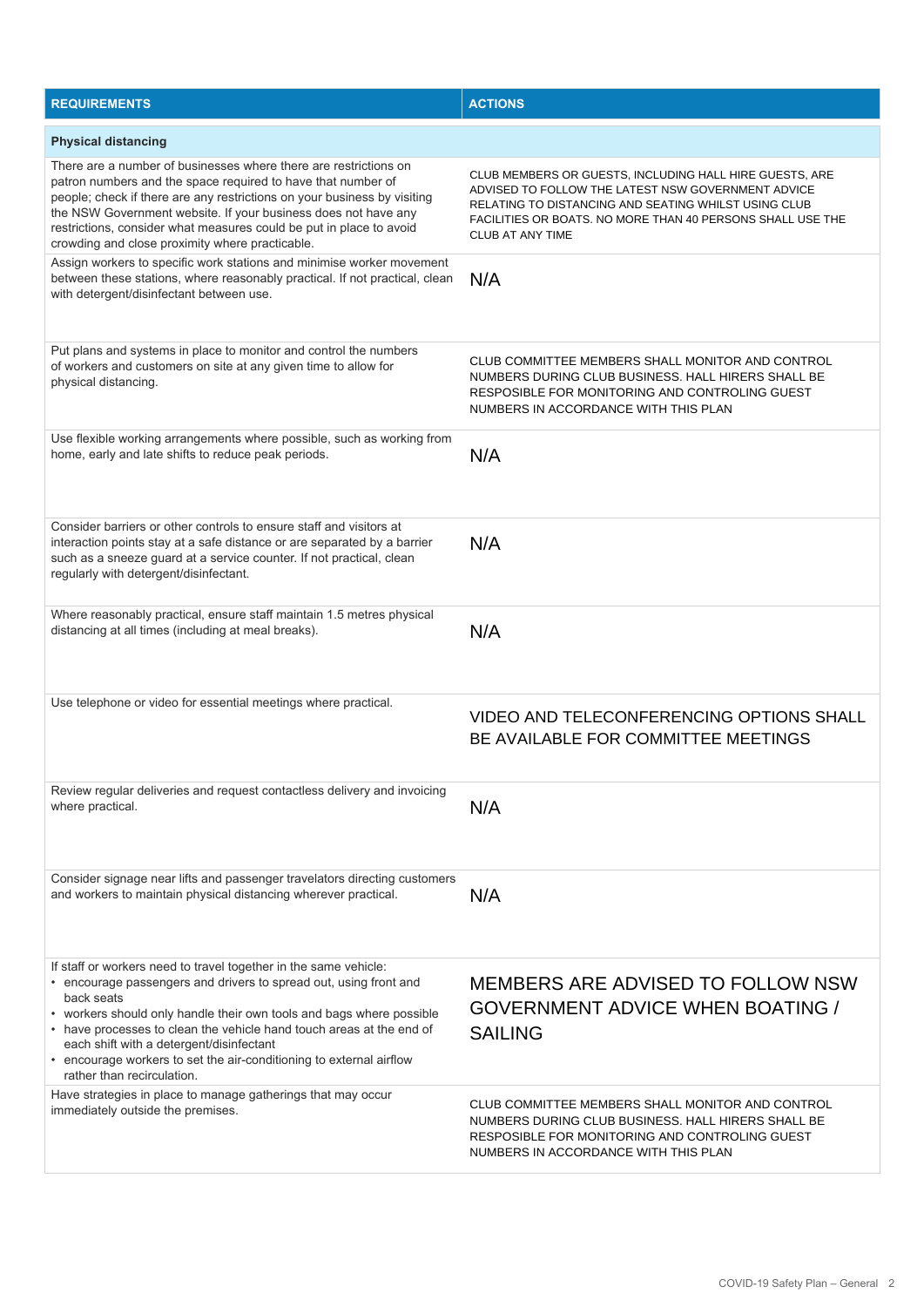| REQUIREMENTS | ACTIONS |
|---|---|
| **Physical distancing** | |
| There are a number of businesses where there are restrictions on patron numbers and the space required to have that number of people; check if there are any restrictions on your business by visiting the NSW Government website. If your business does not have any restrictions, consider what measures could be put in place to avoid crowding and close proximity where practicable. | CLUB MEMBERS OR GUESTS, INCLUDING HALL HIRE GUESTS, ARE ADVISED TO FOLLOW THE LATEST NSW GOVERNMENT ADVICE RELATING TO DISTANCING AND SEATING WHILST USING CLUB FACILITIES OR BOATS. NO MORE THAN 40 PERSONS SHALL USE THE CLUB AT ANY TIME |
| Assign workers to specific work stations and minimise worker movement between these stations, where reasonably practical. If not practical, clean with detergent/disinfectant between use. | N/A |
| Put plans and systems in place to monitor and control the numbers of workers and customers on site at any given time to allow for physical distancing. | CLUB COMMITTEE MEMBERS SHALL MONITOR AND CONTROL NUMBERS DURING CLUB BUSINESS. HALL HIRERS SHALL BE RESPOSIBLE FOR MONITORING AND CONTROLING GUEST NUMBERS IN ACCORDANCE WITH THIS PLAN |
| Use flexible working arrangements where possible, such as working from home, early and late shifts to reduce peak periods. | N/A |
| Consider barriers or other controls to ensure staff and visitors at interaction points stay at a safe distance or are separated by a barrier such as a sneeze guard at a service counter. If not practical, clean regularly with detergent/disinfectant. | N/A |
| Where reasonably practical, ensure staff maintain 1.5 metres physical distancing at all times (including at meal breaks). | N/A |
| Use telephone or video for essential meetings where practical. | VIDEO AND TELECONFERENCING OPTIONS SHALL BE AVAILABLE FOR COMMITTEE MEETINGS |
| Review regular deliveries and request contactless delivery and invoicing where practical. | N/A |
| Consider signage near lifts and passenger travelators directing customers and workers to maintain physical distancing wherever practical. | N/A |
| If staff or workers need to travel together in the same vehicle:<br>• encourage passengers and drivers to spread out, using front and back seats<br>• workers should only handle their own tools and bags where possible<br>• have processes to clean the vehicle hand touch areas at the end of each shift with a detergent/disinfectant<br>• encourage workers to set the air-conditioning to external airflow rather than recirculation. | MEMBERS ARE ADVISED TO FOLLOW NSW GOVERNMENT ADVICE WHEN BOATING / SAILING |
| Have strategies in place to manage gatherings that may occur immediately outside the premises. | CLUB COMMITTEE MEMBERS SHALL MONITOR AND CONTROL NUMBERS DURING CLUB BUSINESS. HALL HIRERS SHALL BE RESPOSIBLE FOR MONITORING AND CONTROLING GUEST NUMBERS IN ACCORDANCE WITH THIS PLAN |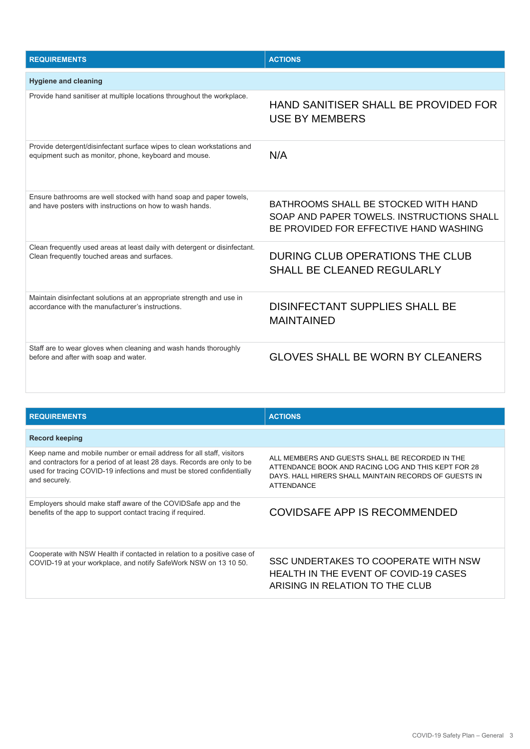| REQUIREMENTS | ACTIONS |
| --- | --- |
| **Hygiene and cleaning** | |
| Provide hand sanitiser at multiple locations throughout the workplace. | HAND SANITISER SHALL BE PROVIDED FOR USE BY MEMBERS |
| Provide detergent/disinfectant surface wipes to clean workstations and equipment such as monitor, phone, keyboard and mouse. | N/A |
| Ensure bathrooms are well stocked with hand soap and paper towels, and have posters with instructions on how to wash hands. | BATHROOMS SHALL BE STOCKED WITH HAND SOAP AND PAPER TOWELS. INSTRUCTIONS SHALL BE PROVIDED FOR EFFECTIVE HAND WASHING |
| Clean frequently used areas at least daily with detergent or disinfectant. Clean frequently touched areas and surfaces. | DURING CLUB OPERATIONS THE CLUB SHALL BE CLEANED REGULARLY |
| Maintain disinfectant solutions at an appropriate strength and use in accordance with the manufacturer's instructions. | DISINFECTANT SUPPLIES SHALL BE MAINTAINED |
| Staff are to wear gloves when cleaning and wash hands thoroughly before and after with soap and water. | GLOVES SHALL BE WORN BY CLEANERS |

| REQUIREMENTS | ACTIONS |
| --- | --- |
| **Record keeping** | |
| Keep name and mobile number or email address for all staff, visitors and contractors for a period of at least 28 days. Records are only to be used for tracing COVID-19 infections and must be stored confidentially and securely. | ALL MEMBERS AND GUESTS SHALL BE RECORDED IN THE ATTENDANCE BOOK AND RACING LOG AND THIS KEPT FOR 28 DAYS. HALL HIRERS SHALL MAINTAIN RECORDS OF GUESTS IN ATTENDANCE |
| Employers should make staff aware of the COVIDSafe app and the benefits of the app to support contact tracing if required. | COVIDSAFE APP IS RECOMMENDED |
| Cooperate with NSW Health if contacted in relation to a positive case of COVID-19 at your workplace, and notify SafeWork NSW on 13 10 50. | SSC UNDERTAKES TO COOPERATE WITH NSW HEALTH IN THE EVENT OF COVID-19 CASES ARISING IN RELATION TO THE CLUB |